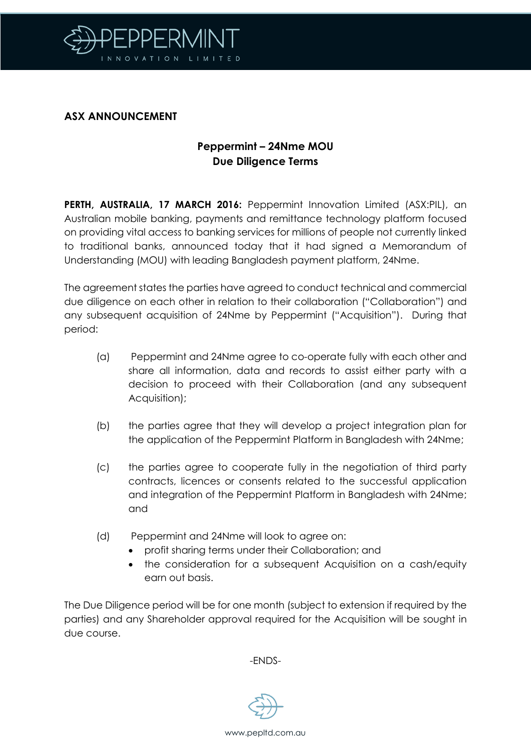**ASX ANNOUNCEMENT**

## Peppermint – 24Nme MOU
## Due Diligence Terms

**PERTH, AUSTRALIA, 17 MARCH 2016:** Peppermint Innovation Limited (ASX:PIL), an Australian mobile banking, payments and remittance technology platform focused on providing vital access to banking services for millions of people not currently linked to traditional banks, announced today that it had signed a Memorandum of Understanding (MOU) with leading Bangladesh payment platform, 24Nme.

The agreement states the parties have agreed to conduct technical and commercial due diligence on each other in relation to their collaboration ("Collaboration") and any subsequent acquisition of 24Nme by Peppermint ("Acquisition"). During that period:

(a) Peppermint and 24Nme agree to co-operate fully with each other and share all information, data and records to assist either party with a decision to proceed with their Collaboration (and any subsequent Acquisition);

(b) the parties agree that they will develop a project integration plan for the application of the Peppermint Platform in Bangladesh with 24Nme;

(c) the parties agree to cooperate fully in the negotiation of third party contracts, licences or consents related to the successful application and integration of the Peppermint Platform in Bangladesh with 24Nme; and

(d) Peppermint and 24Nme will look to agree on:
- profit sharing terms under their Collaboration; and
- the consideration for a subsequent Acquisition on a cash/equity earn out basis.

The Due Diligence period will be for one month (subject to extension if required by the parties) and any Shareholder approval required for the Acquisition will be sought in due course.

-ENDS-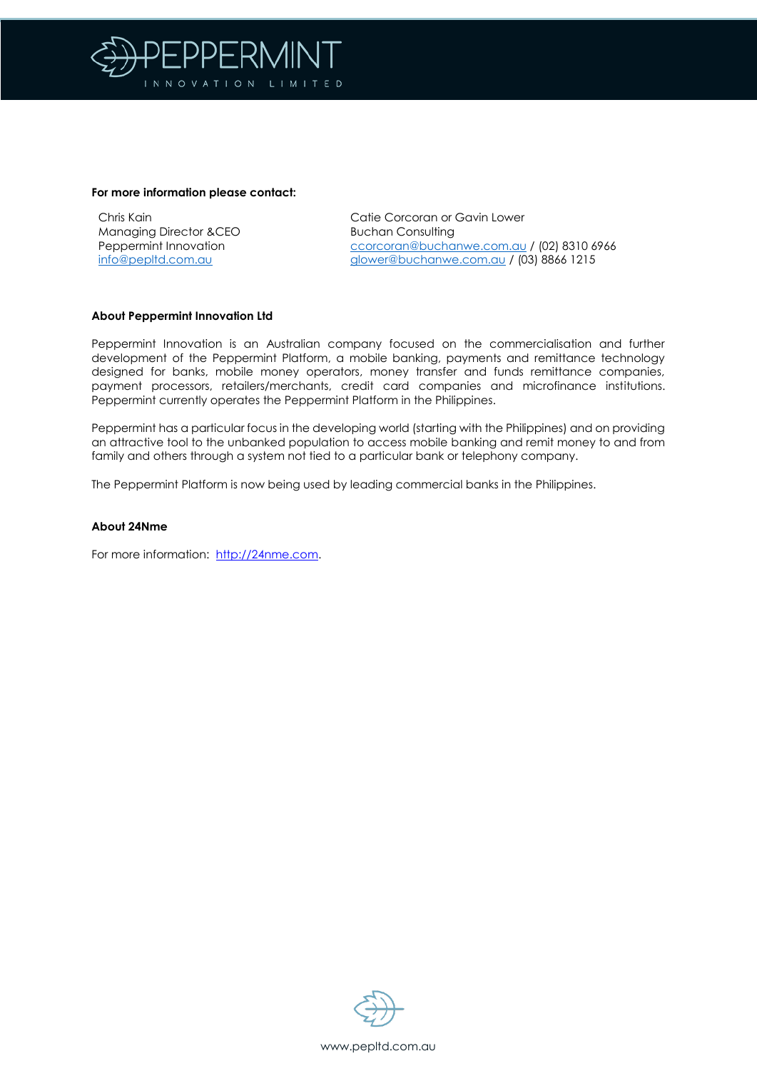**For more information please contact:**

Chris Kain
Managing Director &CEO
Peppermint Innovation
info@pepltd.com.au

Catie Corcoran or Gavin Lower
Buchan Consulting
ccorcoran@buchanwe.com.au / (02) 8310 6966
glower@buchanwe.com.au / (03) 8866 1215

**About Peppermint Innovation Ltd**

Peppermint Innovation is an Australian company focused on the commercialisation and further development of the Peppermint Platform, a mobile banking, payments and remittance technology designed for banks, mobile money operators, money transfer and funds remittance companies, payment processors, retailers/merchants, credit card companies and microfinance institutions. Peppermint currently operates the Peppermint Platform in the Philippines.

Peppermint has a particular focus in the developing world (starting with the Philippines) and on providing an attractive tool to the unbanked population to access mobile banking and remit money to and from family and others through a system not tied to a particular bank or telephony company.

The Peppermint Platform is now being used by leading commercial banks in the Philippines.

**About 24Nme**

For more information: http://24nme.com.